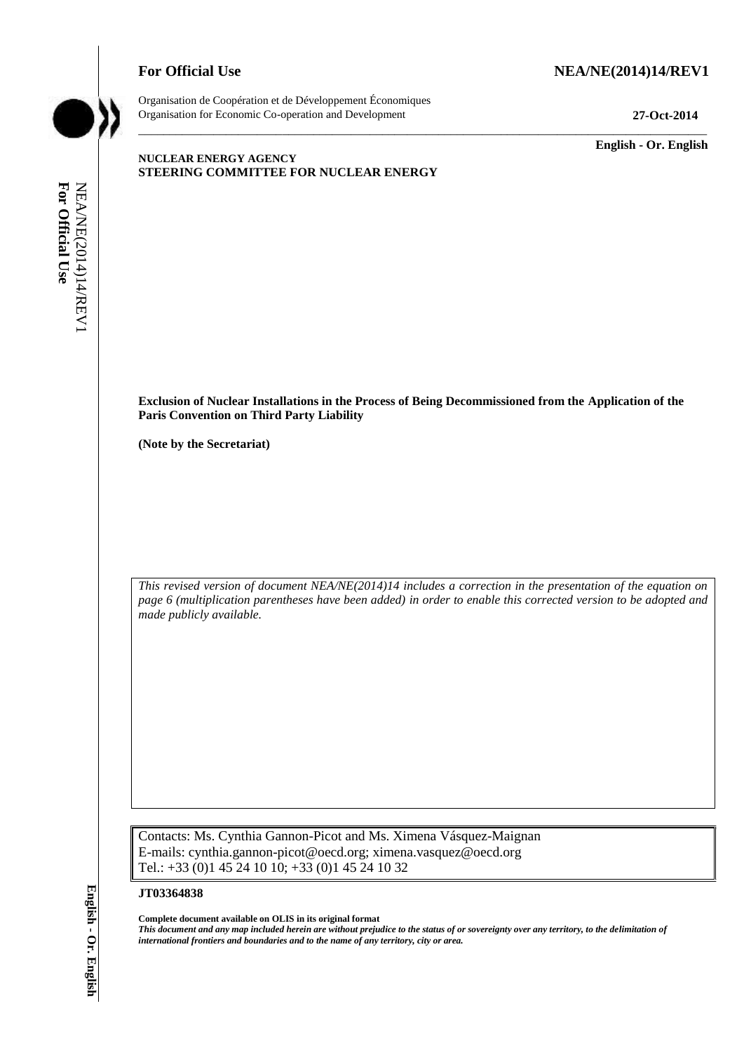**For Official Use** **NEA/NE(2014)14/REV1**

Organisation de Coopération et de Développement Économiques
Organisation for Economic Co-operation and Development **27-Oct-2014**

**English - Or. English**

**NUCLEAR ENERGY AGENCY**
**STEERING COMMITTEE FOR NUCLEAR ENERGY**

**Exclusion of Nuclear Installations in the Process of Being Decommissioned from the Application of the Paris Convention on Third Party Liability**

**(Note by the Secretariat)**

*This revised version of document NEA/NE(2014)14 includes a correction in the presentation of the equation on page 6 (multiplication parentheses have been added) in order to enable this corrected version to be adopted and made publicly available.*

Contacts: Ms. Cynthia Gannon-Picot and Ms. Ximena Vásquez-Maignan
E-mails: cynthia.gannon-picot@oecd.org; ximena.vasquez@oecd.org
Tel.: +33 (0)1 45 24 10 10; +33 (0)1 45 24 10 32

**JT03364838**

**Complete document available on OLIS in its original format**
***This document and any map included herein are without prejudice to the status of or sovereignty over any territory, to the delimitation of international frontiers and boundaries and to the name of any territory, city or area.***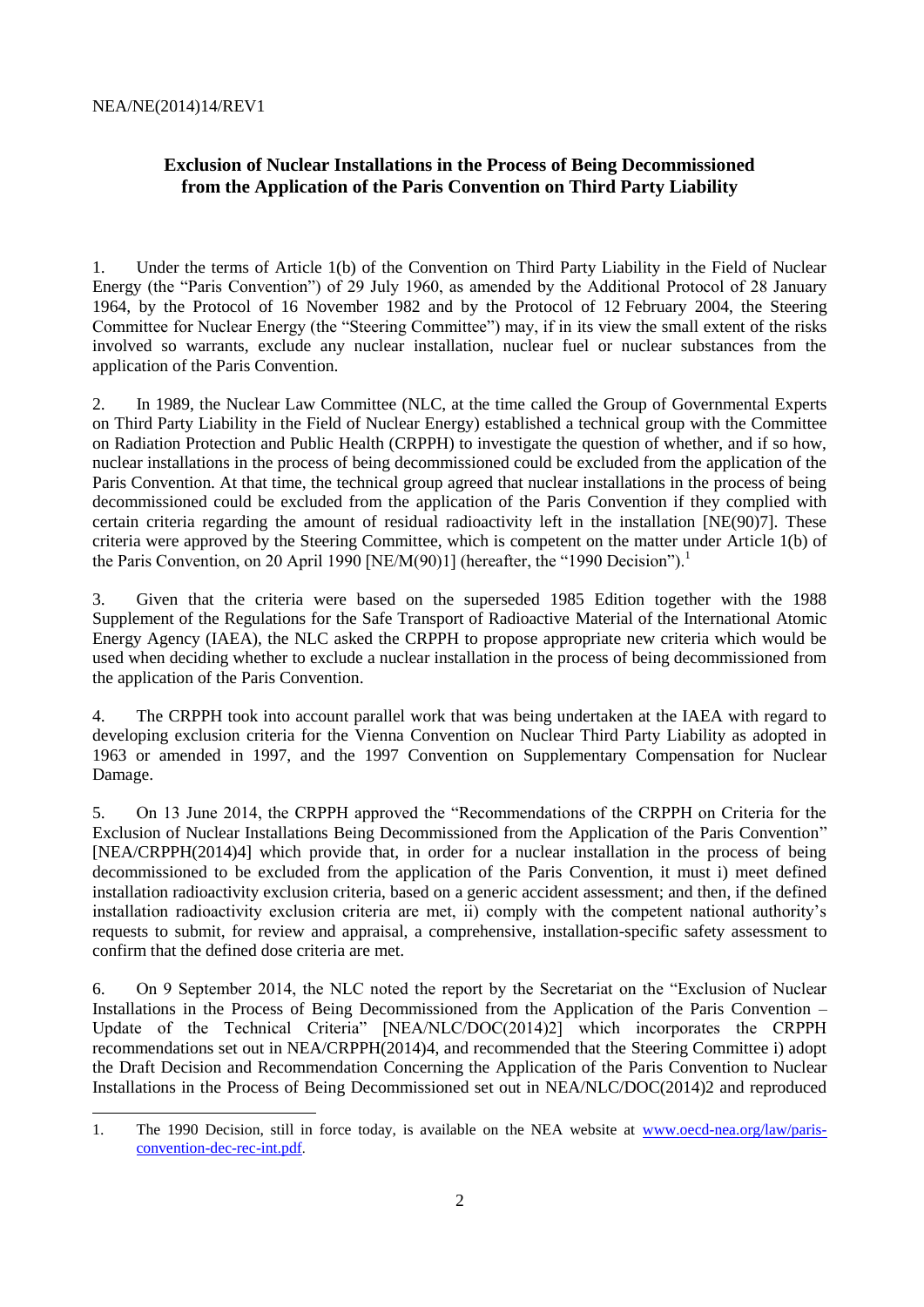**Exclusion of Nuclear Installations in the Process of Being Decommissioned from the Application of the Paris Convention on Third Party Liability**

1. Under the terms of Article 1(b) of the Convention on Third Party Liability in the Field of Nuclear Energy (the "Paris Convention") of 29 July 1960, as amended by the Additional Protocol of 28 January 1964, by the Protocol of 16 November 1982 and by the Protocol of 12 February 2004, the Steering Committee for Nuclear Energy (the "Steering Committee") may, if in its view the small extent of the risks involved so warrants, exclude any nuclear installation, nuclear fuel or nuclear substances from the application of the Paris Convention.

2. In 1989, the Nuclear Law Committee (NLC, at the time called the Group of Governmental Experts on Third Party Liability in the Field of Nuclear Energy) established a technical group with the Committee on Radiation Protection and Public Health (CRPPH) to investigate the question of whether, and if so how, nuclear installations in the process of being decommissioned could be excluded from the application of the Paris Convention. At that time, the technical group agreed that nuclear installations in the process of being decommissioned could be excluded from the application of the Paris Convention if they complied with certain criteria regarding the amount of residual radioactivity left in the installation [NE(90)7]. These criteria were approved by the Steering Committee, which is competent on the matter under Article 1(b) of the Paris Convention, on 20 April 1990 [NE/M(90)1] (hereafter, the "1990 Decision").[1]

3. Given that the criteria were based on the superseded 1985 Edition together with the 1988 Supplement of the Regulations for the Safe Transport of Radioactive Material of the International Atomic Energy Agency (IAEA), the NLC asked the CRPPH to propose appropriate new criteria which would be used when deciding whether to exclude a nuclear installation in the process of being decommissioned from the application of the Paris Convention.

4. The CRPPH took into account parallel work that was being undertaken at the IAEA with regard to developing exclusion criteria for the Vienna Convention on Nuclear Third Party Liability as adopted in 1963 or amended in 1997, and the 1997 Convention on Supplementary Compensation for Nuclear Damage.

5. On 13 June 2014, the CRPPH approved the "Recommendations of the CRPPH on Criteria for the Exclusion of Nuclear Installations Being Decommissioned from the Application of the Paris Convention" [NEA/CRPPH(2014)4] which provide that, in order for a nuclear installation in the process of being decommissioned to be excluded from the application of the Paris Convention, it must i) meet defined installation radioactivity exclusion criteria, based on a generic accident assessment; and then, if the defined installation radioactivity exclusion criteria are met, ii) comply with the competent national authority's requests to submit, for review and appraisal, a comprehensive, installation-specific safety assessment to confirm that the defined dose criteria are met.

6. On 9 September 2014, the NLC noted the report by the Secretariat on the "Exclusion of Nuclear Installations in the Process of Being Decommissioned from the Application of the Paris Convention – Update of the Technical Criteria" [NEA/NLC/DOC(2014)2] which incorporates the CRPPH recommendations set out in NEA/CRPPH(2014)4, and recommended that the Steering Committee i) adopt the Draft Decision and Recommendation Concerning the Application of the Paris Convention to Nuclear Installations in the Process of Being Decommissioned set out in NEA/NLC/DOC(2014)2 and reproduced

---

1. The 1990 Decision, still in force today, is available on the NEA website at www.oecd-nea.org/law/paris-convention-dec-rec-int.pdf.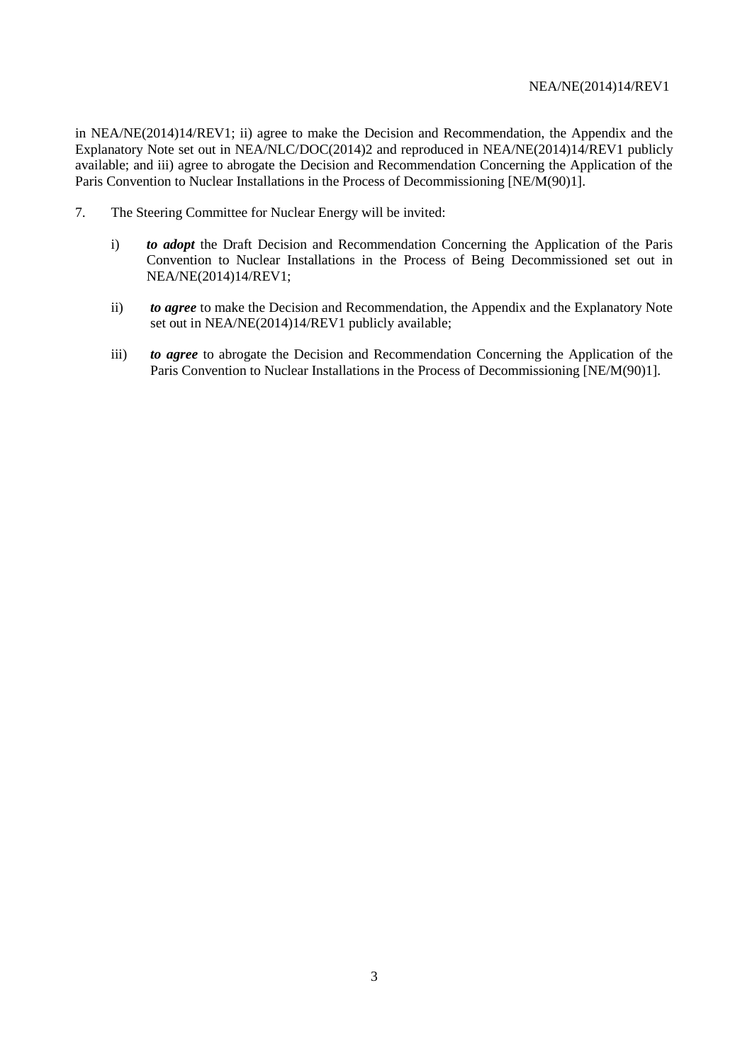in NEA/NE(2014)14/REV1; ii) agree to make the Decision and Recommendation, the Appendix and the Explanatory Note set out in NEA/NLC/DOC(2014)2 and reproduced in NEA/NE(2014)14/REV1 publicly available; and iii) agree to abrogate the Decision and Recommendation Concerning the Application of the Paris Convention to Nuclear Installations in the Process of Decommissioning [NE/M(90)1].

7. The Steering Committee for Nuclear Energy will be invited:

   i) ***to adopt*** the Draft Decision and Recommendation Concerning the Application of the Paris Convention to Nuclear Installations in the Process of Being Decommissioned set out in NEA/NE(2014)14/REV1;

   ii) ***to agree*** to make the Decision and Recommendation, the Appendix and the Explanatory Note set out in NEA/NE(2014)14/REV1 publicly available;

   iii) ***to agree*** to abrogate the Decision and Recommendation Concerning the Application of the Paris Convention to Nuclear Installations in the Process of Decommissioning [NE/M(90)1].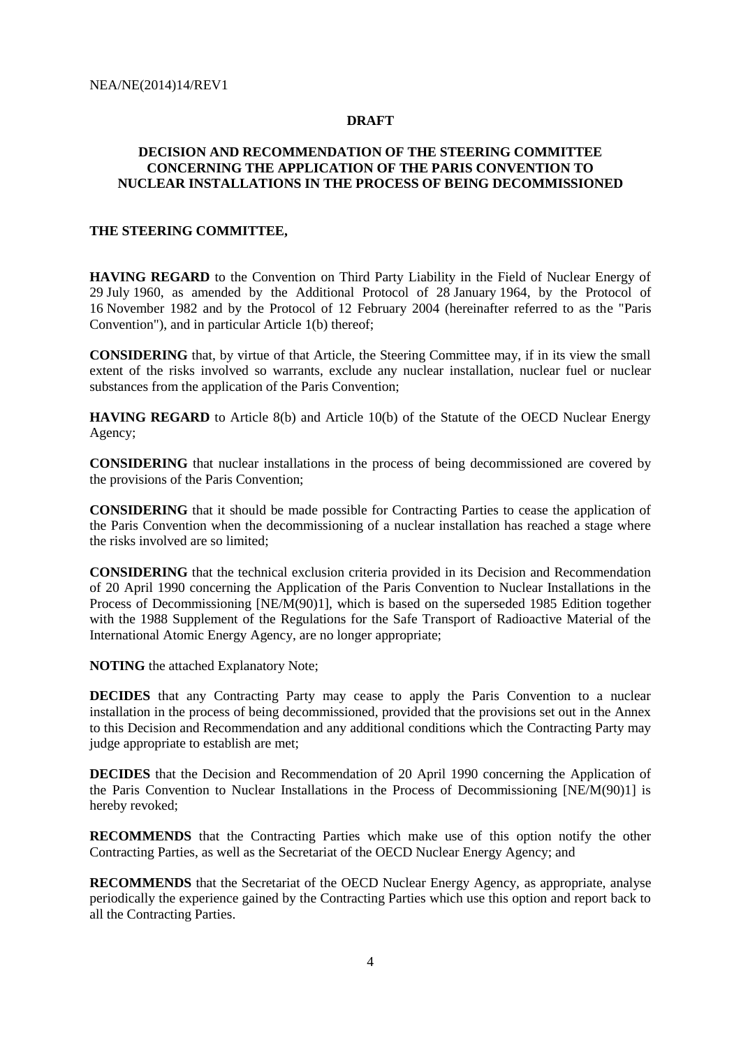**DRAFT**

**DECISION AND RECOMMENDATION OF THE STEERING COMMITTEE CONCERNING THE APPLICATION OF THE PARIS CONVENTION TO NUCLEAR INSTALLATIONS IN THE PROCESS OF BEING DECOMMISSIONED**

**THE STEERING COMMITTEE,**

**HAVING REGARD** to the Convention on Third Party Liability in the Field of Nuclear Energy of 29 July 1960, as amended by the Additional Protocol of 28 January 1964, by the Protocol of 16 November 1982 and by the Protocol of 12 February 2004 (hereinafter referred to as the "Paris Convention"), and in particular Article 1(b) thereof;

**CONSIDERING** that, by virtue of that Article, the Steering Committee may, if in its view the small extent of the risks involved so warrants, exclude any nuclear installation, nuclear fuel or nuclear substances from the application of the Paris Convention;

**HAVING REGARD** to Article 8(b) and Article 10(b) of the Statute of the OECD Nuclear Energy Agency;

**CONSIDERING** that nuclear installations in the process of being decommissioned are covered by the provisions of the Paris Convention;

**CONSIDERING** that it should be made possible for Contracting Parties to cease the application of the Paris Convention when the decommissioning of a nuclear installation has reached a stage where the risks involved are so limited;

**CONSIDERING** that the technical exclusion criteria provided in its Decision and Recommendation of 20 April 1990 concerning the Application of the Paris Convention to Nuclear Installations in the Process of Decommissioning [NE/M(90)1], which is based on the superseded 1985 Edition together with the 1988 Supplement of the Regulations for the Safe Transport of Radioactive Material of the International Atomic Energy Agency, are no longer appropriate;

**NOTING** the attached Explanatory Note;

**DECIDES** that any Contracting Party may cease to apply the Paris Convention to a nuclear installation in the process of being decommissioned, provided that the provisions set out in the Annex to this Decision and Recommendation and any additional conditions which the Contracting Party may judge appropriate to establish are met;

**DECIDES** that the Decision and Recommendation of 20 April 1990 concerning the Application of the Paris Convention to Nuclear Installations in the Process of Decommissioning [NE/M(90)1] is hereby revoked;

**RECOMMENDS** that the Contracting Parties which make use of this option notify the other Contracting Parties, as well as the Secretariat of the OECD Nuclear Energy Agency; and

**RECOMMENDS** that the Secretariat of the OECD Nuclear Energy Agency, as appropriate, analyse periodically the experience gained by the Contracting Parties which use this option and report back to all the Contracting Parties.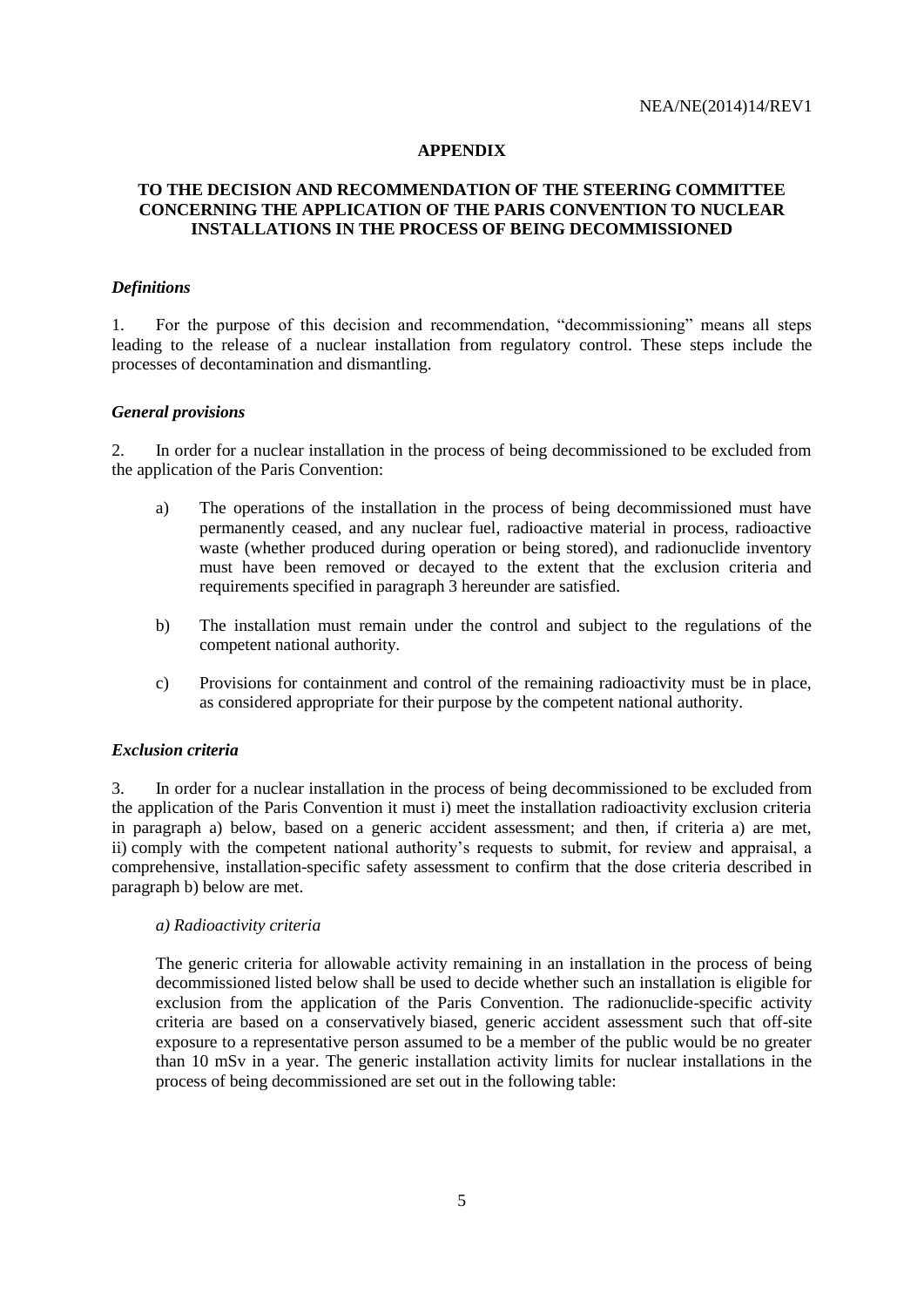## APPENDIX

### TO THE DECISION AND RECOMMENDATION OF THE STEERING COMMITTEE CONCERNING THE APPLICATION OF THE PARIS CONVENTION TO NUCLEAR INSTALLATIONS IN THE PROCESS OF BEING DECOMMISSIONED

#### *Definitions*

1. For the purpose of this decision and recommendation, "decommissioning" means all steps leading to the release of a nuclear installation from regulatory control. These steps include the processes of decontamination and dismantling.

#### *General provisions*

2. In order for a nuclear installation in the process of being decommissioned to be excluded from the application of the Paris Convention:

   a) The operations of the installation in the process of being decommissioned must have permanently ceased, and any nuclear fuel, radioactive material in process, radioactive waste (whether produced during operation or being stored), and radionuclide inventory must have been removed or decayed to the extent that the exclusion criteria and requirements specified in paragraph 3 hereunder are satisfied.

   b) The installation must remain under the control and subject to the regulations of the competent national authority.

   c) Provisions for containment and control of the remaining radioactivity must be in place, as considered appropriate for their purpose by the competent national authority.

#### *Exclusion criteria*

3. In order for a nuclear installation in the process of being decommissioned to be excluded from the application of the Paris Convention it must i) meet the installation radioactivity exclusion criteria in paragraph a) below, based on a generic accident assessment; and then, if criteria a) are met, ii) comply with the competent national authority's requests to submit, for review and appraisal, a comprehensive, installation-specific safety assessment to confirm that the dose criteria described in paragraph b) below are met.

   *a) Radioactivity criteria*

   The generic criteria for allowable activity remaining in an installation in the process of being decommissioned listed below shall be used to decide whether such an installation is eligible for exclusion from the application of the Paris Convention. The radionuclide-specific activity criteria are based on a conservatively biased, generic accident assessment such that off-site exposure to a representative person assumed to be a member of the public would be no greater than 10 mSv in a year. The generic installation activity limits for nuclear installations in the process of being decommissioned are set out in the following table: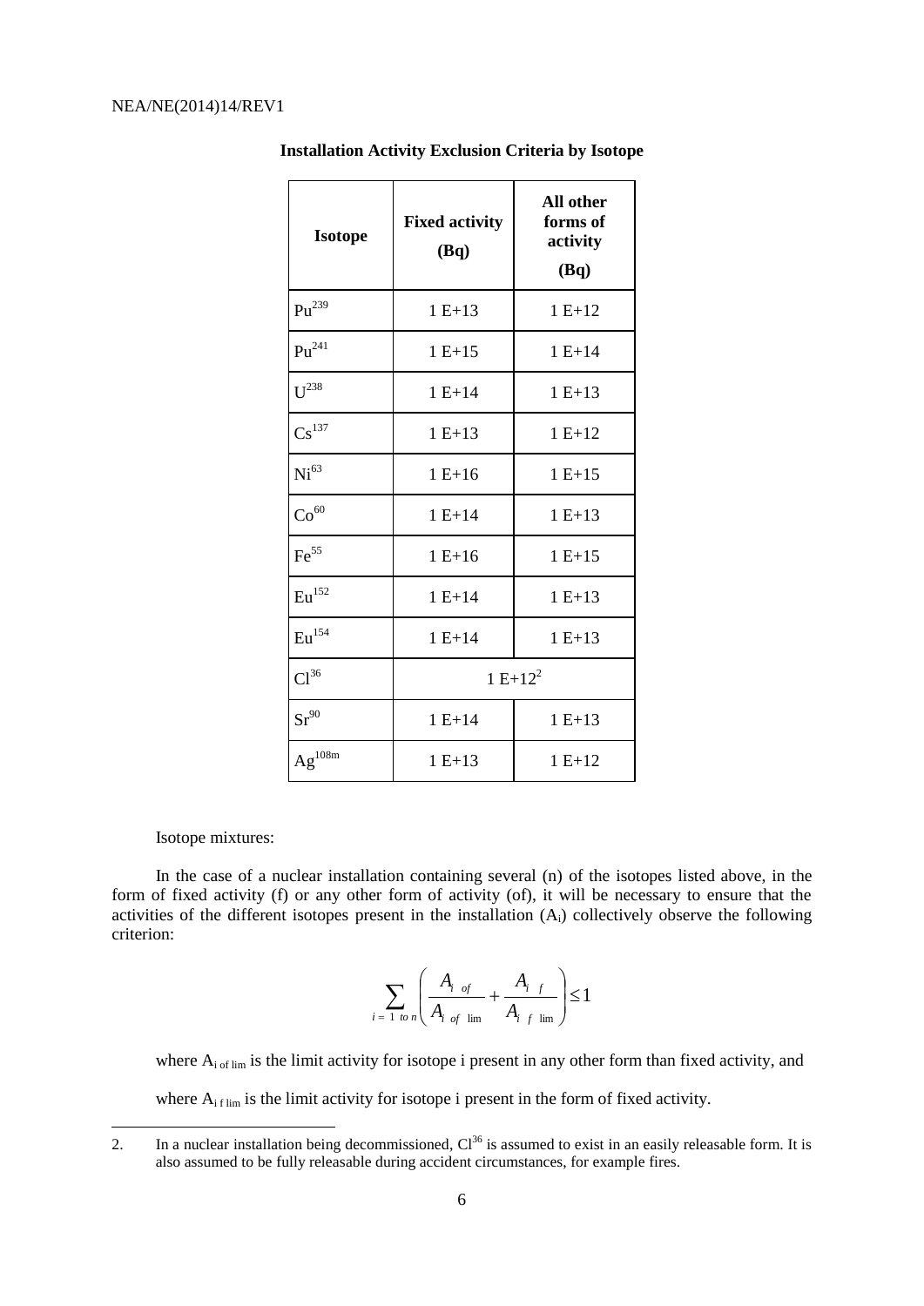**Installation Activity Exclusion Criteria by Isotope**

| Isotope | Fixed activity (Bq) | All other forms of activity (Bq) |
|---|---|---|
| $Pu^{239}$ | 1 E+13 | 1 E+12 |
| $Pu^{241}$ | 1 E+15 | 1 E+14 |
| $U^{238}$ | 1 E+14 | 1 E+13 |
| $Cs^{137}$ | 1 E+13 | 1 E+12 |
| $Ni^{63}$ | 1 E+16 | 1 E+15 |
| $Co^{60}$ | 1 E+14 | 1 E+13 |
| $Fe^{55}$ | 1 E+16 | 1 E+15 |
| $Eu^{152}$ | 1 E+14 | 1 E+13 |
| $Eu^{154}$ | 1 E+14 | 1 E+13 |
| $Cl^{36}$ | 1 E+12[2] | |
| $Sr^{90}$ | 1 E+14 | 1 E+13 |
| $Ag^{108m}$ | 1 E+13 | 1 E+12 |

Isotope mixtures:

In the case of a nuclear installation containing several (n) of the isotopes listed above, in the form of fixed activity (f) or any other form of activity (of), it will be necessary to ensure that the activities of the different isotopes present in the installation ($A_i$) collectively observe the following criterion:

$$\sum_{i=1 \text{ to } n} \left( \frac{A_{i\ of}}{A_{i\ of\ \lim}} + \frac{A_{i\ f}}{A_{i\ f\ \lim}} \right) \leq 1$$

where $A_{i\ of\ \lim}$ is the limit activity for isotope i present in any other form than fixed activity, and

where $A_{i\ f\ \lim}$ is the limit activity for isotope i present in the form of fixed activity.

2. In a nuclear installation being decommissioned, $Cl^{36}$ is assumed to exist in an easily releasable form. It is also assumed to be fully releasable during accident circumstances, for example fires.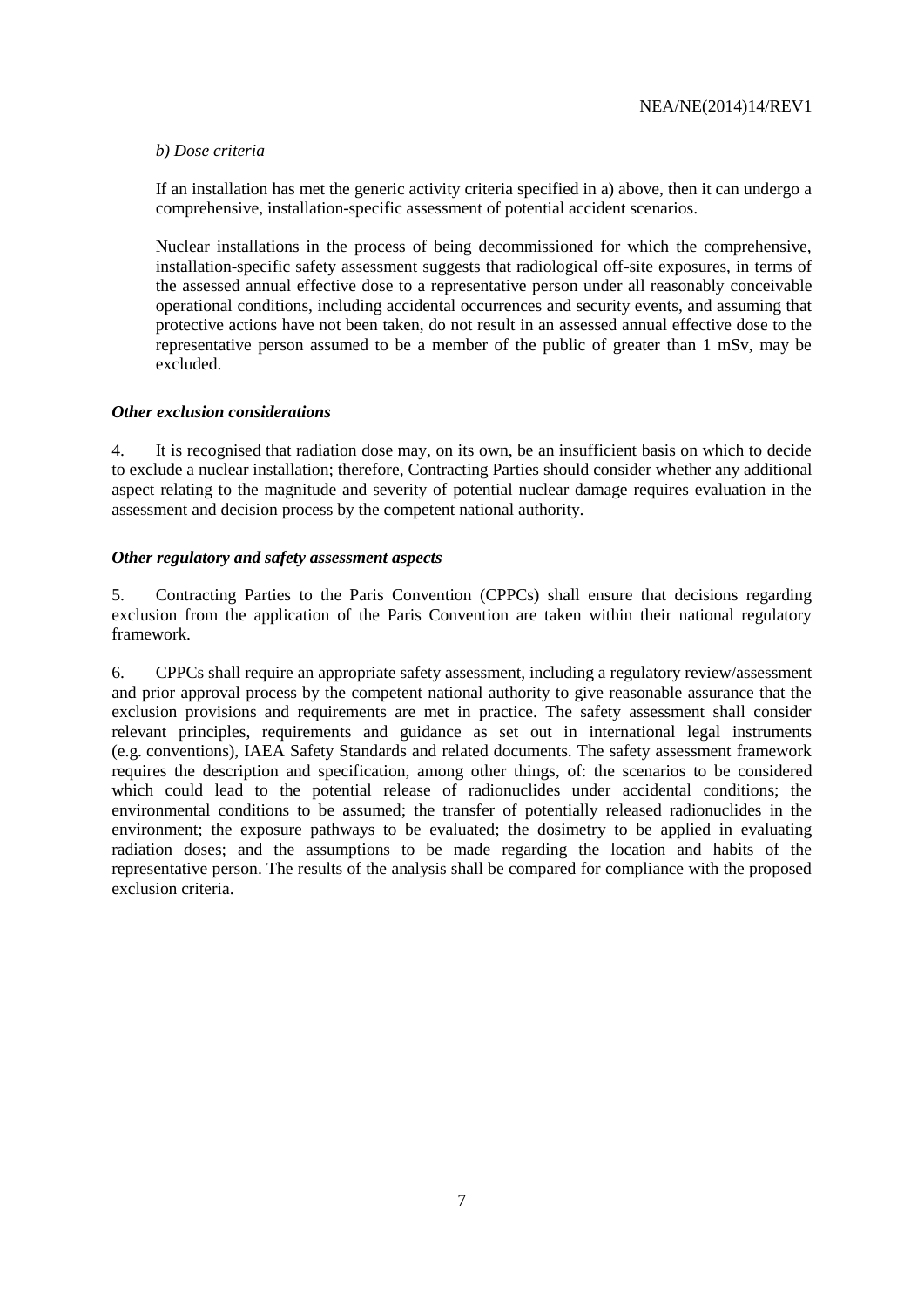*b) Dose criteria*

If an installation has met the generic activity criteria specified in a) above, then it can undergo a comprehensive, installation-specific assessment of potential accident scenarios.

Nuclear installations in the process of being decommissioned for which the comprehensive, installation-specific safety assessment suggests that radiological off-site exposures, in terms of the assessed annual effective dose to a representative person under all reasonably conceivable operational conditions, including accidental occurrences and security events, and assuming that protective actions have not been taken, do not result in an assessed annual effective dose to the representative person assumed to be a member of the public of greater than 1 mSv, may be excluded.

***Other exclusion considerations***

4. It is recognised that radiation dose may, on its own, be an insufficient basis on which to decide to exclude a nuclear installation; therefore, Contracting Parties should consider whether any additional aspect relating to the magnitude and severity of potential nuclear damage requires evaluation in the assessment and decision process by the competent national authority.

***Other regulatory and safety assessment aspects***

5. Contracting Parties to the Paris Convention (CPPCs) shall ensure that decisions regarding exclusion from the application of the Paris Convention are taken within their national regulatory framework.

6. CPPCs shall require an appropriate safety assessment, including a regulatory review/assessment and prior approval process by the competent national authority to give reasonable assurance that the exclusion provisions and requirements are met in practice. The safety assessment shall consider relevant principles, requirements and guidance as set out in international legal instruments (e.g. conventions), IAEA Safety Standards and related documents. The safety assessment framework requires the description and specification, among other things, of: the scenarios to be considered which could lead to the potential release of radionuclides under accidental conditions; the environmental conditions to be assumed; the transfer of potentially released radionuclides in the environment; the exposure pathways to be evaluated; the dosimetry to be applied in evaluating radiation doses; and the assumptions to be made regarding the location and habits of the representative person. The results of the analysis shall be compared for compliance with the proposed exclusion criteria.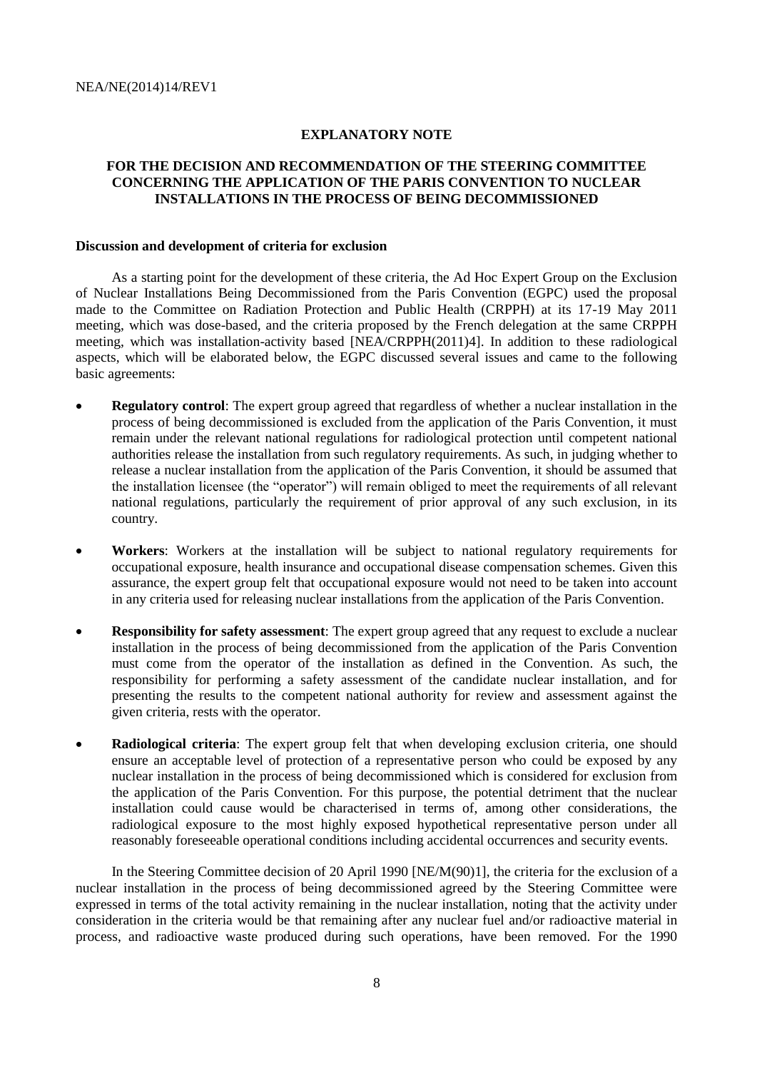**EXPLANATORY NOTE**

**FOR THE DECISION AND RECOMMENDATION OF THE STEERING COMMITTEE CONCERNING THE APPLICATION OF THE PARIS CONVENTION TO NUCLEAR INSTALLATIONS IN THE PROCESS OF BEING DECOMMISSIONED**

**Discussion and development of criteria for exclusion**

As a starting point for the development of these criteria, the Ad Hoc Expert Group on the Exclusion of Nuclear Installations Being Decommissioned from the Paris Convention (EGPC) used the proposal made to the Committee on Radiation Protection and Public Health (CRPPH) at its 17-19 May 2011 meeting, which was dose-based, and the criteria proposed by the French delegation at the same CRPPH meeting, which was installation-activity based [NEA/CRPPH(2011)4]. In addition to these radiological aspects, which will be elaborated below, the EGPC discussed several issues and came to the following basic agreements:

- **Regulatory control**: The expert group agreed that regardless of whether a nuclear installation in the process of being decommissioned is excluded from the application of the Paris Convention, it must remain under the relevant national regulations for radiological protection until competent national authorities release the installation from such regulatory requirements. As such, in judging whether to release a nuclear installation from the application of the Paris Convention, it should be assumed that the installation licensee (the "operator") will remain obliged to meet the requirements of all relevant national regulations, particularly the requirement of prior approval of any such exclusion, in its country.
- **Workers**: Workers at the installation will be subject to national regulatory requirements for occupational exposure, health insurance and occupational disease compensation schemes. Given this assurance, the expert group felt that occupational exposure would not need to be taken into account in any criteria used for releasing nuclear installations from the application of the Paris Convention.
- **Responsibility for safety assessment**: The expert group agreed that any request to exclude a nuclear installation in the process of being decommissioned from the application of the Paris Convention must come from the operator of the installation as defined in the Convention. As such, the responsibility for performing a safety assessment of the candidate nuclear installation, and for presenting the results to the competent national authority for review and assessment against the given criteria, rests with the operator.
- **Radiological criteria**: The expert group felt that when developing exclusion criteria, one should ensure an acceptable level of protection of a representative person who could be exposed by any nuclear installation in the process of being decommissioned which is considered for exclusion from the application of the Paris Convention. For this purpose, the potential detriment that the nuclear installation could cause would be characterised in terms of, among other considerations, the radiological exposure to the most highly exposed hypothetical representative person under all reasonably foreseeable operational conditions including accidental occurrences and security events.

In the Steering Committee decision of 20 April 1990 [NE/M(90)1], the criteria for the exclusion of a nuclear installation in the process of being decommissioned agreed by the Steering Committee were expressed in terms of the total activity remaining in the nuclear installation, noting that the activity under consideration in the criteria would be that remaining after any nuclear fuel and/or radioactive material in process, and radioactive waste produced during such operations, have been removed. For the 1990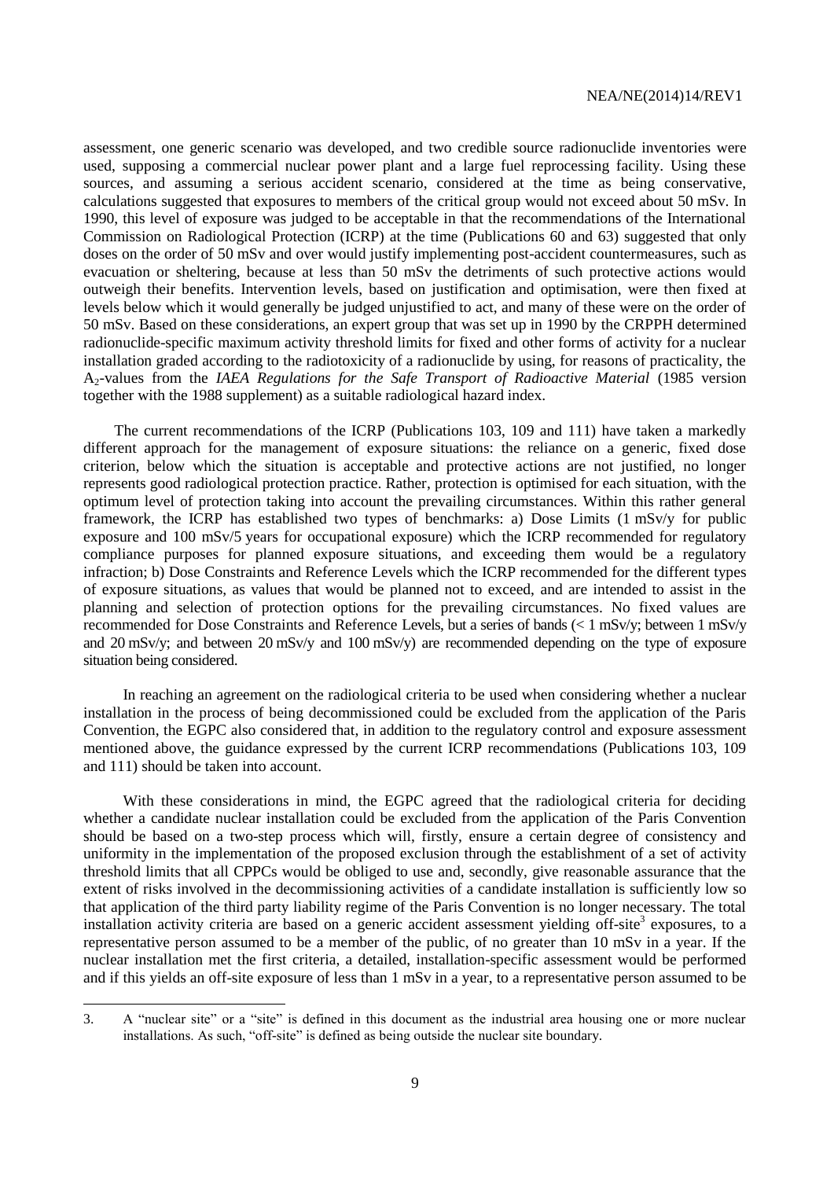assessment, one generic scenario was developed, and two credible source radionuclide inventories were used, supposing a commercial nuclear power plant and a large fuel reprocessing facility. Using these sources, and assuming a serious accident scenario, considered at the time as being conservative, calculations suggested that exposures to members of the critical group would not exceed about 50 mSv. In 1990, this level of exposure was judged to be acceptable in that the recommendations of the International Commission on Radiological Protection (ICRP) at the time (Publications 60 and 63) suggested that only doses on the order of 50 mSv and over would justify implementing post-accident countermeasures, such as evacuation or sheltering, because at less than 50 mSv the detriments of such protective actions would outweigh their benefits. Intervention levels, based on justification and optimisation, were then fixed at levels below which it would generally be judged unjustified to act, and many of these were on the order of 50 mSv. Based on these considerations, an expert group that was set up in 1990 by the CRPPH determined radionuclide-specific maximum activity threshold limits for fixed and other forms of activity for a nuclear installation graded according to the radiotoxicity of a radionuclide by using, for reasons of practicality, the $A_2$-values from the *IAEA Regulations for the Safe Transport of Radioactive Material* (1985 version together with the 1988 supplement) as a suitable radiological hazard index.

The current recommendations of the ICRP (Publications 103, 109 and 111) have taken a markedly different approach for the management of exposure situations: the reliance on a generic, fixed dose criterion, below which the situation is acceptable and protective actions are not justified, no longer represents good radiological protection practice. Rather, protection is optimised for each situation, with the optimum level of protection taking into account the prevailing circumstances. Within this rather general framework, the ICRP has established two types of benchmarks: a) Dose Limits (1 mSv/y for public exposure and 100 mSv/5 years for occupational exposure) which the ICRP recommended for regulatory compliance purposes for planned exposure situations, and exceeding them would be a regulatory infraction; b) Dose Constraints and Reference Levels which the ICRP recommended for the different types of exposure situations, as values that would be planned not to exceed, and are intended to assist in the planning and selection of protection options for the prevailing circumstances. No fixed values are recommended for Dose Constraints and Reference Levels, but a series of bands (< 1 mSv/y; between 1 mSv/y and 20 mSv/y; and between 20 mSv/y and 100 mSv/y) are recommended depending on the type of exposure situation being considered.

In reaching an agreement on the radiological criteria to be used when considering whether a nuclear installation in the process of being decommissioned could be excluded from the application of the Paris Convention, the EGPC also considered that, in addition to the regulatory control and exposure assessment mentioned above, the guidance expressed by the current ICRP recommendations (Publications 103, 109 and 111) should be taken into account.

With these considerations in mind, the EGPC agreed that the radiological criteria for deciding whether a candidate nuclear installation could be excluded from the application of the Paris Convention should be based on a two-step process which will, firstly, ensure a certain degree of consistency and uniformity in the implementation of the proposed exclusion through the establishment of a set of activity threshold limits that all CPPCs would be obliged to use and, secondly, give reasonable assurance that the extent of risks involved in the decommissioning activities of a candidate installation is sufficiently low so that application of the third party liability regime of the Paris Convention is no longer necessary. The total installation activity criteria are based on a generic accident assessment yielding off-site[3] exposures, to a representative person assumed to be a member of the public, of no greater than 10 mSv in a year. If the nuclear installation met the first criteria, a detailed, installation-specific assessment would be performed and if this yields an off-site exposure of less than 1 mSv in a year, to a representative person assumed to be

3. A "nuclear site" or a "site" is defined in this document as the industrial area housing one or more nuclear installations. As such, "off-site" is defined as being outside the nuclear site boundary.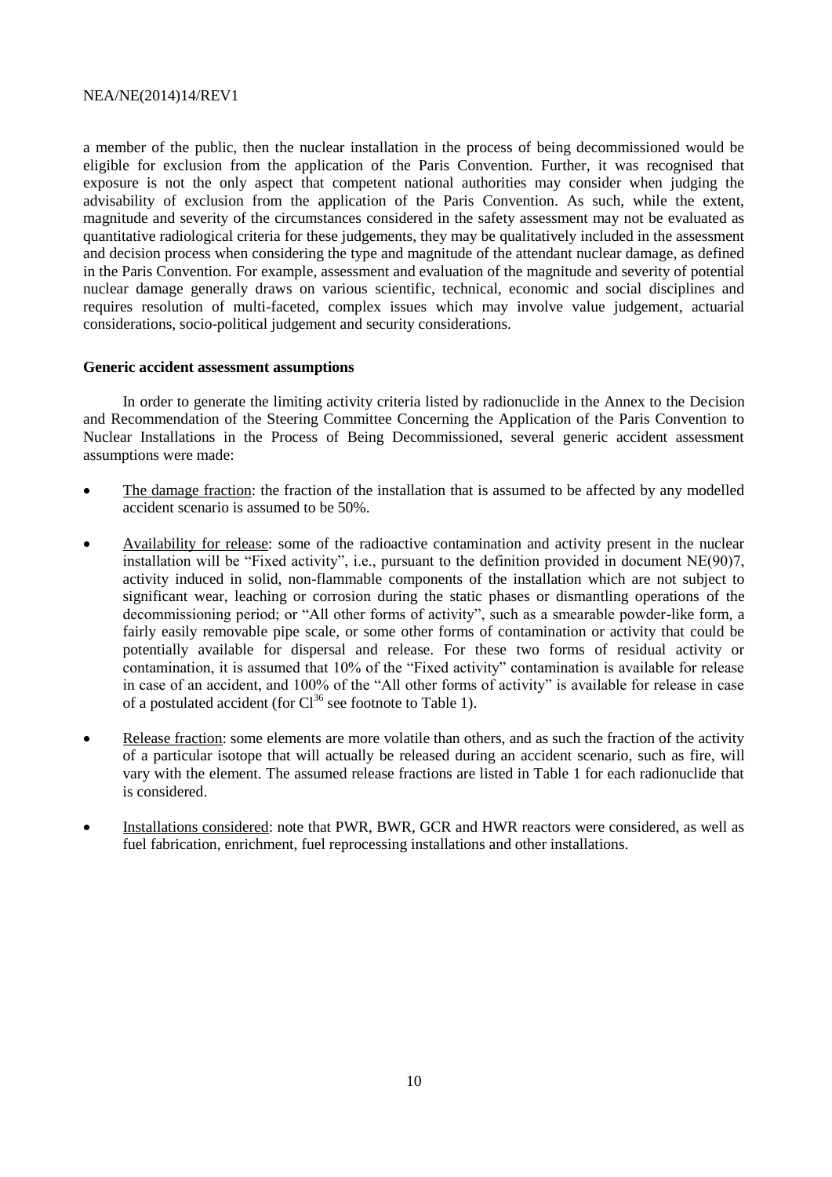a member of the public, then the nuclear installation in the process of being decommissioned would be eligible for exclusion from the application of the Paris Convention. Further, it was recognised that exposure is not the only aspect that competent national authorities may consider when judging the advisability of exclusion from the application of the Paris Convention. As such, while the extent, magnitude and severity of the circumstances considered in the safety assessment may not be evaluated as quantitative radiological criteria for these judgements, they may be qualitatively included in the assessment and decision process when considering the type and magnitude of the attendant nuclear damage, as defined in the Paris Convention. For example, assessment and evaluation of the magnitude and severity of potential nuclear damage generally draws on various scientific, technical, economic and social disciplines and requires resolution of multi-faceted, complex issues which may involve value judgement, actuarial considerations, socio-political judgement and security considerations.

**Generic accident assessment assumptions**

In order to generate the limiting activity criteria listed by radionuclide in the Annex to the Decision and Recommendation of the Steering Committee Concerning the Application of the Paris Convention to Nuclear Installations in the Process of Being Decommissioned, several generic accident assessment assumptions were made:

- The damage fraction: the fraction of the installation that is assumed to be affected by any modelled accident scenario is assumed to be 50%.
- Availability for release: some of the radioactive contamination and activity present in the nuclear installation will be "Fixed activity", i.e., pursuant to the definition provided in document NE(90)7, activity induced in solid, non-flammable components of the installation which are not subject to significant wear, leaching or corrosion during the static phases or dismantling operations of the decommissioning period; or "All other forms of activity", such as a smearable powder-like form, a fairly easily removable pipe scale, or some other forms of contamination or activity that could be potentially available for dispersal and release. For these two forms of residual activity or contamination, it is assumed that 10% of the "Fixed activity" contamination is available for release in case of an accident, and 100% of the "All other forms of activity" is available for release in case of a postulated accident (for $Cl^{36}$ see footnote to Table 1).
- Release fraction: some elements are more volatile than others, and as such the fraction of the activity of a particular isotope that will actually be released during an accident scenario, such as fire, will vary with the element. The assumed release fractions are listed in Table 1 for each radionuclide that is considered.
- Installations considered: note that PWR, BWR, GCR and HWR reactors were considered, as well as fuel fabrication, enrichment, fuel reprocessing installations and other installations.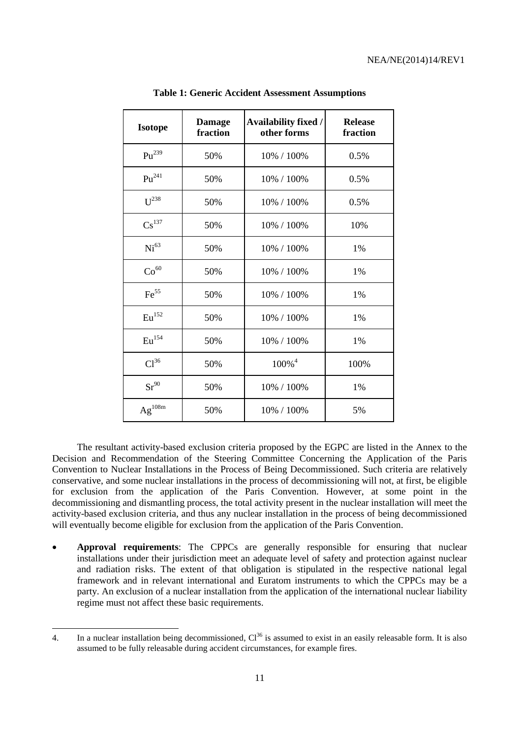**Table 1: Generic Accident Assessment Assumptions**

| Isotope | Damage fraction | Availability fixed / other forms | Release fraction |
|---|---|---|---|
| $Pu^{239}$ | 50% | 10% / 100% | 0.5% |
| $Pu^{241}$ | 50% | 10% / 100% | 0.5% |
| $U^{238}$ | 50% | 10% / 100% | 0.5% |
| $Cs^{137}$ | 50% | 10% / 100% | 10% |
| $Ni^{63}$ | 50% | 10% / 100% | 1% |
| $Co^{60}$ | 50% | 10% / 100% | 1% |
| $Fe^{55}$ | 50% | 10% / 100% | 1% |
| $Eu^{152}$ | 50% | 10% / 100% | 1% |
| $Eu^{154}$ | 50% | 10% / 100% | 1% |
| $Cl^{36}$ | 50% | 100%[4] | 100% |
| $Sr^{90}$ | 50% | 10% / 100% | 1% |
| $Ag^{108m}$ | 50% | 10% / 100% | 5% |

The resultant activity-based exclusion criteria proposed by the EGPC are listed in the Annex to the Decision and Recommendation of the Steering Committee Concerning the Application of the Paris Convention to Nuclear Installations in the Process of Being Decommissioned. Such criteria are relatively conservative, and some nuclear installations in the process of decommissioning will not, at first, be eligible for exclusion from the application of the Paris Convention. However, at some point in the decommissioning and dismantling process, the total activity present in the nuclear installation will meet the activity-based exclusion criteria, and thus any nuclear installation in the process of being decommissioned will eventually become eligible for exclusion from the application of the Paris Convention.

- **Approval requirements**: The CPPCs are generally responsible for ensuring that nuclear installations under their jurisdiction meet an adequate level of safety and protection against nuclear and radiation risks. The extent of that obligation is stipulated in the respective national legal framework and in relevant international and Euratom instruments to which the CPPCs may be a party. An exclusion of a nuclear installation from the application of the international nuclear liability regime must not affect these basic requirements.

---

4. In a nuclear installation being decommissioned, $Cl^{36}$ is assumed to exist in an easily releasable form. It is also assumed to be fully releasable during accident circumstances, for example fires.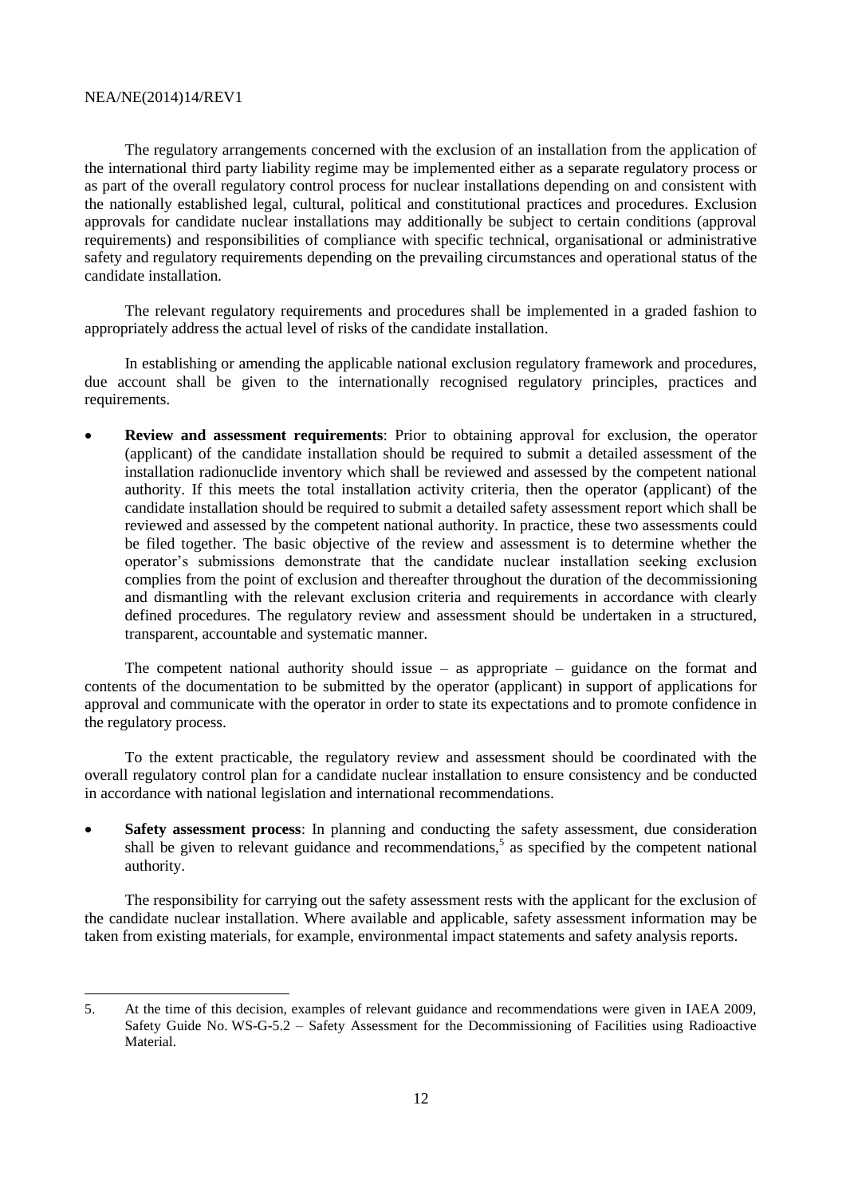The regulatory arrangements concerned with the exclusion of an installation from the application of the international third party liability regime may be implemented either as a separate regulatory process or as part of the overall regulatory control process for nuclear installations depending on and consistent with the nationally established legal, cultural, political and constitutional practices and procedures. Exclusion approvals for candidate nuclear installations may additionally be subject to certain conditions (approval requirements) and responsibilities of compliance with specific technical, organisational or administrative safety and regulatory requirements depending on the prevailing circumstances and operational status of the candidate installation.

The relevant regulatory requirements and procedures shall be implemented in a graded fashion to appropriately address the actual level of risks of the candidate installation.

In establishing or amending the applicable national exclusion regulatory framework and procedures, due account shall be given to the internationally recognised regulatory principles, practices and requirements.

- **Review and assessment requirements**: Prior to obtaining approval for exclusion, the operator (applicant) of the candidate installation should be required to submit a detailed assessment of the installation radionuclide inventory which shall be reviewed and assessed by the competent national authority. If this meets the total installation activity criteria, then the operator (applicant) of the candidate installation should be required to submit a detailed safety assessment report which shall be reviewed and assessed by the competent national authority. In practice, these two assessments could be filed together. The basic objective of the review and assessment is to determine whether the operator's submissions demonstrate that the candidate nuclear installation seeking exclusion complies from the point of exclusion and thereafter throughout the duration of the decommissioning and dismantling with the relevant exclusion criteria and requirements in accordance with clearly defined procedures. The regulatory review and assessment should be undertaken in a structured, transparent, accountable and systematic manner.

The competent national authority should issue – as appropriate – guidance on the format and contents of the documentation to be submitted by the operator (applicant) in support of applications for approval and communicate with the operator in order to state its expectations and to promote confidence in the regulatory process.

To the extent practicable, the regulatory review and assessment should be coordinated with the overall regulatory control plan for a candidate nuclear installation to ensure consistency and be conducted in accordance with national legislation and international recommendations.

- **Safety assessment process**: In planning and conducting the safety assessment, due consideration shall be given to relevant guidance and recommendations,[5] as specified by the competent national authority.

The responsibility for carrying out the safety assessment rests with the applicant for the exclusion of the candidate nuclear installation. Where available and applicable, safety assessment information may be taken from existing materials, for example, environmental impact statements and safety analysis reports.

5. At the time of this decision, examples of relevant guidance and recommendations were given in IAEA 2009, Safety Guide No. WS-G-5.2 – Safety Assessment for the Decommissioning of Facilities using Radioactive Material.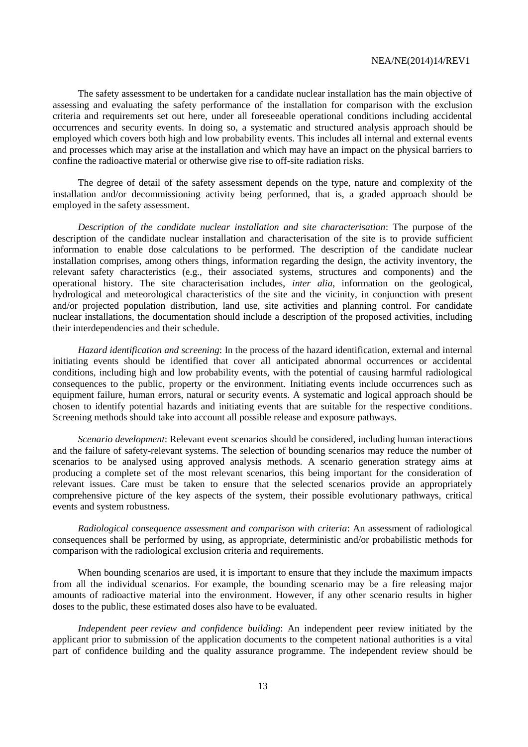The safety assessment to be undertaken for a candidate nuclear installation has the main objective of assessing and evaluating the safety performance of the installation for comparison with the exclusion criteria and requirements set out here, under all foreseeable operational conditions including accidental occurrences and security events. In doing so, a systematic and structured analysis approach should be employed which covers both high and low probability events. This includes all internal and external events and processes which may arise at the installation and which may have an impact on the physical barriers to confine the radioactive material or otherwise give rise to off-site radiation risks.

The degree of detail of the safety assessment depends on the type, nature and complexity of the installation and/or decommissioning activity being performed, that is, a graded approach should be employed in the safety assessment.

*Description of the candidate nuclear installation and site characterisation*: The purpose of the description of the candidate nuclear installation and characterisation of the site is to provide sufficient information to enable dose calculations to be performed. The description of the candidate nuclear installation comprises, among others things, information regarding the design, the activity inventory, the relevant safety characteristics (e.g., their associated systems, structures and components) and the operational history. The site characterisation includes, *inter alia*, information on the geological, hydrological and meteorological characteristics of the site and the vicinity, in conjunction with present and/or projected population distribution, land use, site activities and planning control. For candidate nuclear installations, the documentation should include a description of the proposed activities, including their interdependencies and their schedule.

*Hazard identification and screening*: In the process of the hazard identification, external and internal initiating events should be identified that cover all anticipated abnormal occurrences or accidental conditions, including high and low probability events, with the potential of causing harmful radiological consequences to the public, property or the environment. Initiating events include occurrences such as equipment failure, human errors, natural or security events. A systematic and logical approach should be chosen to identify potential hazards and initiating events that are suitable for the respective conditions. Screening methods should take into account all possible release and exposure pathways.

*Scenario development*: Relevant event scenarios should be considered, including human interactions and the failure of safety-relevant systems. The selection of bounding scenarios may reduce the number of scenarios to be analysed using approved analysis methods. A scenario generation strategy aims at producing a complete set of the most relevant scenarios, this being important for the consideration of relevant issues. Care must be taken to ensure that the selected scenarios provide an appropriately comprehensive picture of the key aspects of the system, their possible evolutionary pathways, critical events and system robustness.

*Radiological consequence assessment and comparison with criteria*: An assessment of radiological consequences shall be performed by using, as appropriate, deterministic and/or probabilistic methods for comparison with the radiological exclusion criteria and requirements.

When bounding scenarios are used, it is important to ensure that they include the maximum impacts from all the individual scenarios. For example, the bounding scenario may be a fire releasing major amounts of radioactive material into the environment. However, if any other scenario results in higher doses to the public, these estimated doses also have to be evaluated.

*Independent peer review and confidence building*: An independent peer review initiated by the applicant prior to submission of the application documents to the competent national authorities is a vital part of confidence building and the quality assurance programme. The independent review should be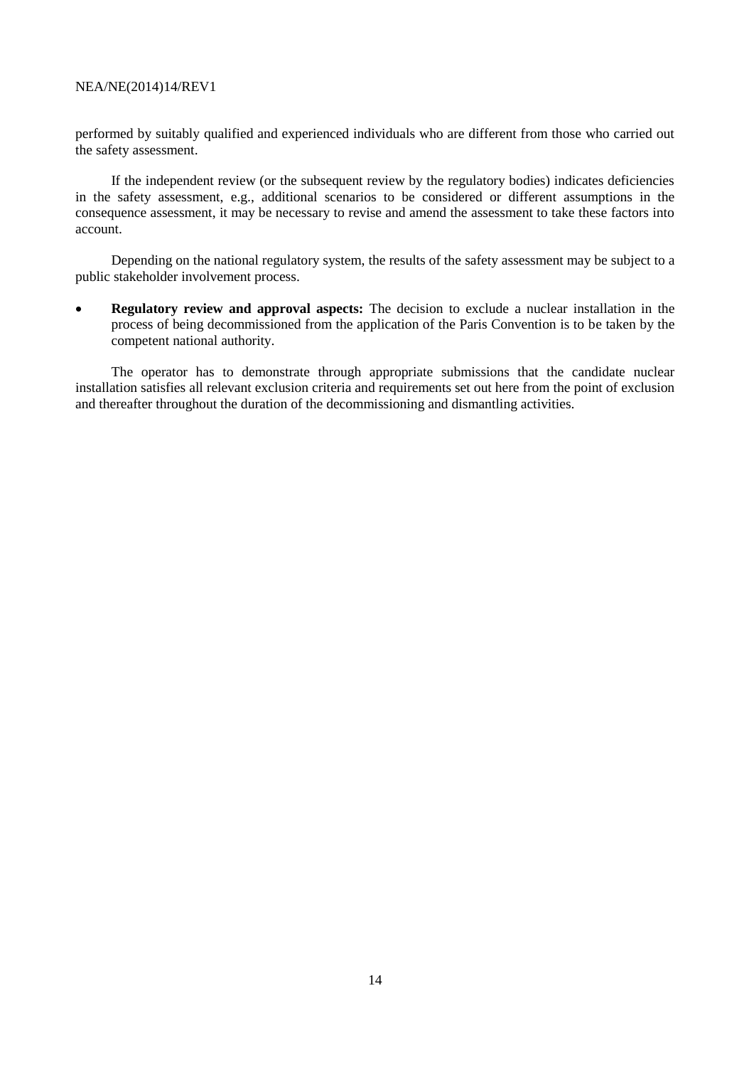performed by suitably qualified and experienced individuals who are different from those who carried out the safety assessment.

If the independent review (or the subsequent review by the regulatory bodies) indicates deficiencies in the safety assessment, e.g., additional scenarios to be considered or different assumptions in the consequence assessment, it may be necessary to revise and amend the assessment to take these factors into account.

Depending on the national regulatory system, the results of the safety assessment may be subject to a public stakeholder involvement process.

- **Regulatory review and approval aspects:** The decision to exclude a nuclear installation in the process of being decommissioned from the application of the Paris Convention is to be taken by the competent national authority.

The operator has to demonstrate through appropriate submissions that the candidate nuclear installation satisfies all relevant exclusion criteria and requirements set out here from the point of exclusion and thereafter throughout the duration of the decommissioning and dismantling activities.